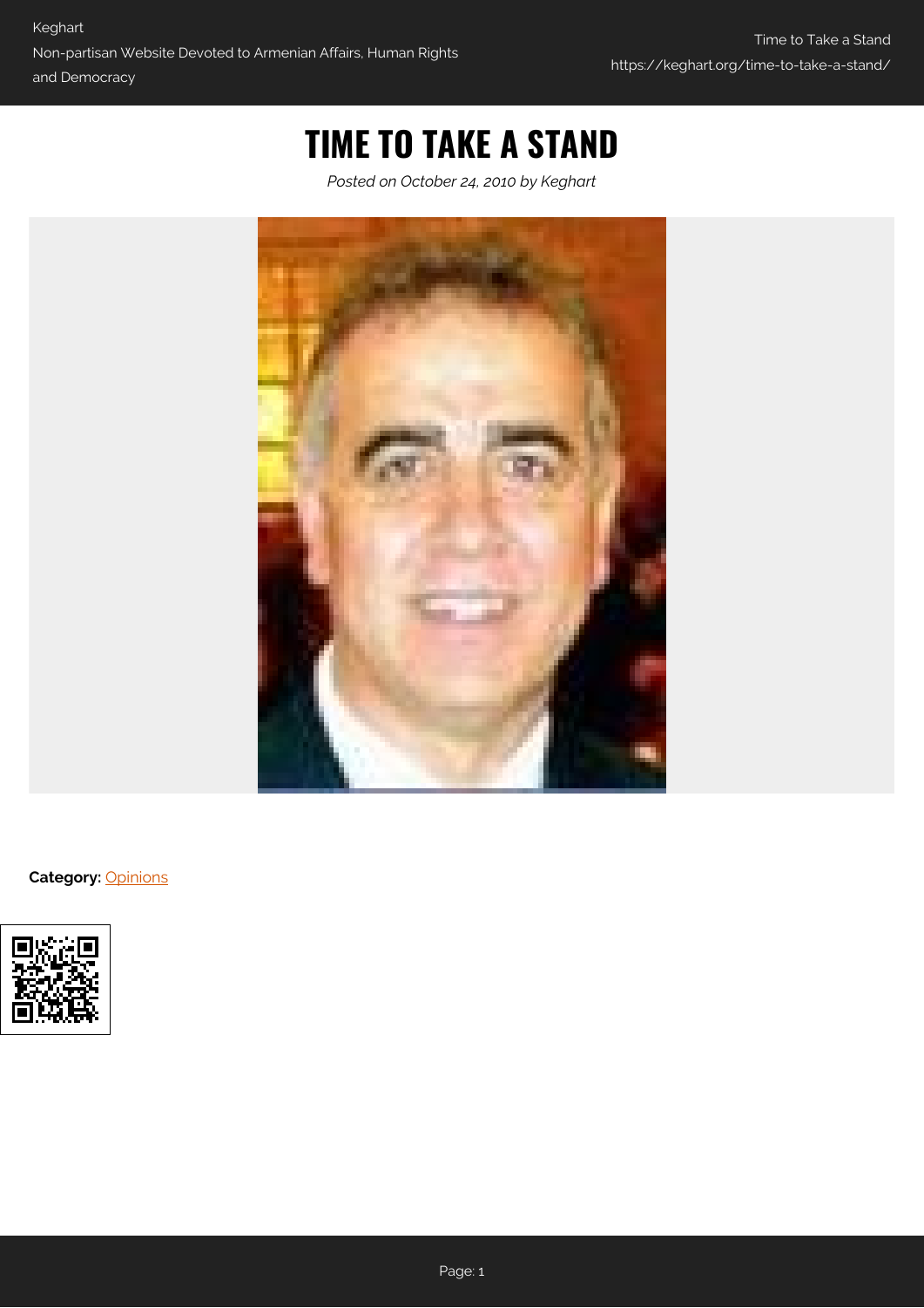# TIME TO TAKE A STAND

*Posted on October 24, 2010 by Keghart*

**Category:** Opinions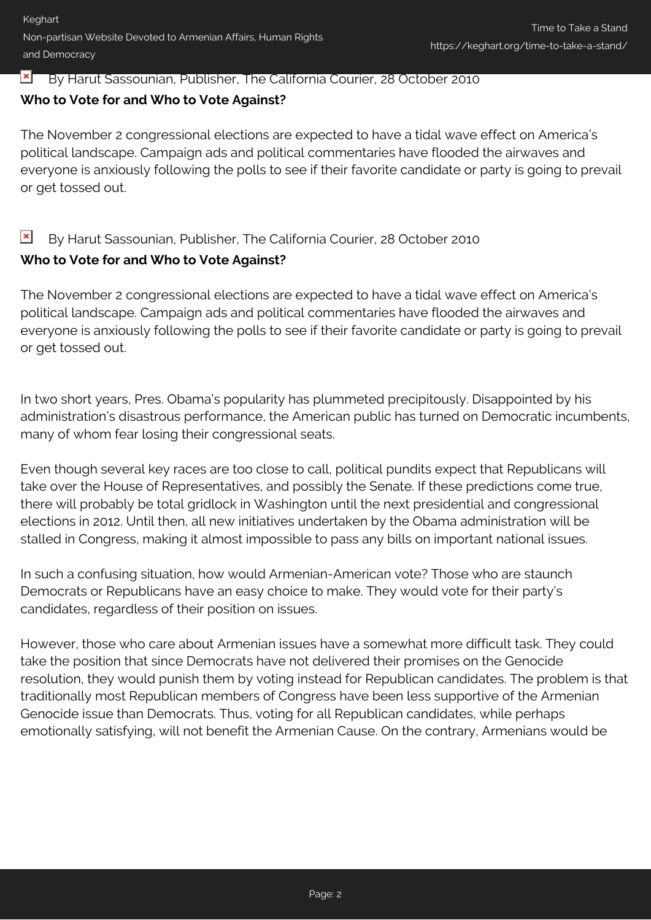By Harut Sassounian, Publisher, The California Courier, 28 October 2010

**Who to Vote for and Who to Vote Against?**

The November 2 congressional elections are expected to have a tidal wave effect on America's political landscape. Campaign ads and political commentaries have flooded the airwaves and everyone is anxiously following the polls to see if their favorite candidate or party is going to prevail or get tossed out.

By Harut Sassounian, Publisher, The California Courier, 28 October 2010

**Who to Vote for and Who to Vote Against?**

The November 2 congressional elections are expected to have a tidal wave effect on America's political landscape. Campaign ads and political commentaries have flooded the airwaves and everyone is anxiously following the polls to see if their favorite candidate or party is going to prevail or get tossed out.

In two short years, Pres. Obama's popularity has plummeted precipitously. Disappointed by his administration's disastrous performance, the American public has turned on Democratic incumbents, many of whom fear losing their congressional seats.

Even though several key races are too close to call, political pundits expect that Republicans will take over the House of Representatives, and possibly the Senate. If these predictions come true, there will probably be total gridlock in Washington until the next presidential and congressional elections in 2012. Until then, all new initiatives undertaken by the Obama administration will be stalled in Congress, making it almost impossible to pass any bills on important national issues.

In such a confusing situation, how would Armenian-American vote? Those who are staunch Democrats or Republicans have an easy choice to make. They would vote for their party's candidates, regardless of their position on issues.

However, those who care about Armenian issues have a somewhat more difficult task. They could take the position that since Democrats have not delivered their promises on the Genocide resolution, they would punish them by voting instead for Republican candidates. The problem is that traditionally most Republican members of Congress have been less supportive of the Armenian Genocide issue than Democrats. Thus, voting for all Republican candidates, while perhaps emotionally satisfying, will not benefit the Armenian Cause. On the contrary, Armenians would be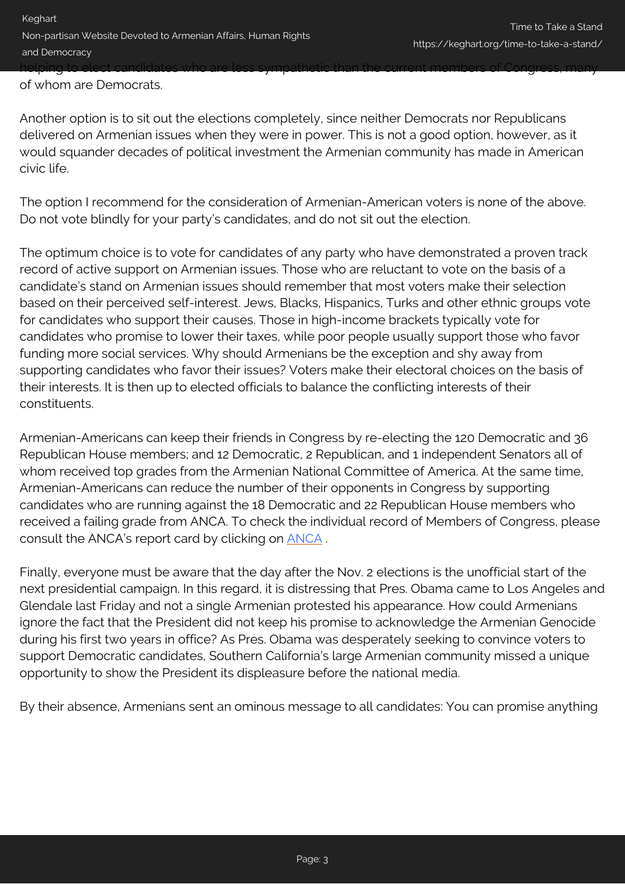helping to elect candidates who are less sympathetic than the current members of Congress, many of whom are Democrats.

Another option is to sit out the elections completely, since neither Democrats nor Republicans delivered on Armenian issues when they were in power. This is not a good option, however, as it would squander decades of political investment the Armenian community has made in American civic life.

The option I recommend for the consideration of Armenian-American voters is none of the above. Do not vote blindly for your party's candidates, and do not sit out the election.

The optimum choice is to vote for candidates of any party who have demonstrated a proven track record of active support on Armenian issues. Those who are reluctant to vote on the basis of a candidate's stand on Armenian issues should remember that most voters make their selection based on their perceived self-interest. Jews, Blacks, Hispanics, Turks and other ethnic groups vote for candidates who support their causes. Those in high-income brackets typically vote for candidates who promise to lower their taxes, while poor people usually support those who favor funding more social services. Why should Armenians be the exception and shy away from supporting candidates who favor their issues? Voters make their electoral choices on the basis of their interests. It is then up to elected officials to balance the conflicting interests of their constituents.

Armenian-Americans can keep their friends in Congress by re-electing the 120 Democratic and 36 Republican House members; and 12 Democratic, 2 Republican, and 1 independent Senators all of whom received top grades from the Armenian National Committee of America. At the same time, Armenian-Americans can reduce the number of their opponents in Congress by supporting candidates who are running against the 18 Democratic and 22 Republican House members who received a failing grade from ANCA. To check the individual record of Members of Congress, please consult the ANCA's report card by clicking on ANCA .

Finally, everyone must be aware that the day after the Nov. 2 elections is the unofficial start of the next presidential campaign. In this regard, it is distressing that Pres. Obama came to Los Angeles and Glendale last Friday and not a single Armenian protested his appearance. How could Armenians ignore the fact that the President did not keep his promise to acknowledge the Armenian Genocide during his first two years in office? As Pres. Obama was desperately seeking to convince voters to support Democratic candidates, Southern California's large Armenian community missed a unique opportunity to show the President its displeasure before the national media.

By their absence, Armenians sent an ominous message to all candidates: You can promise anything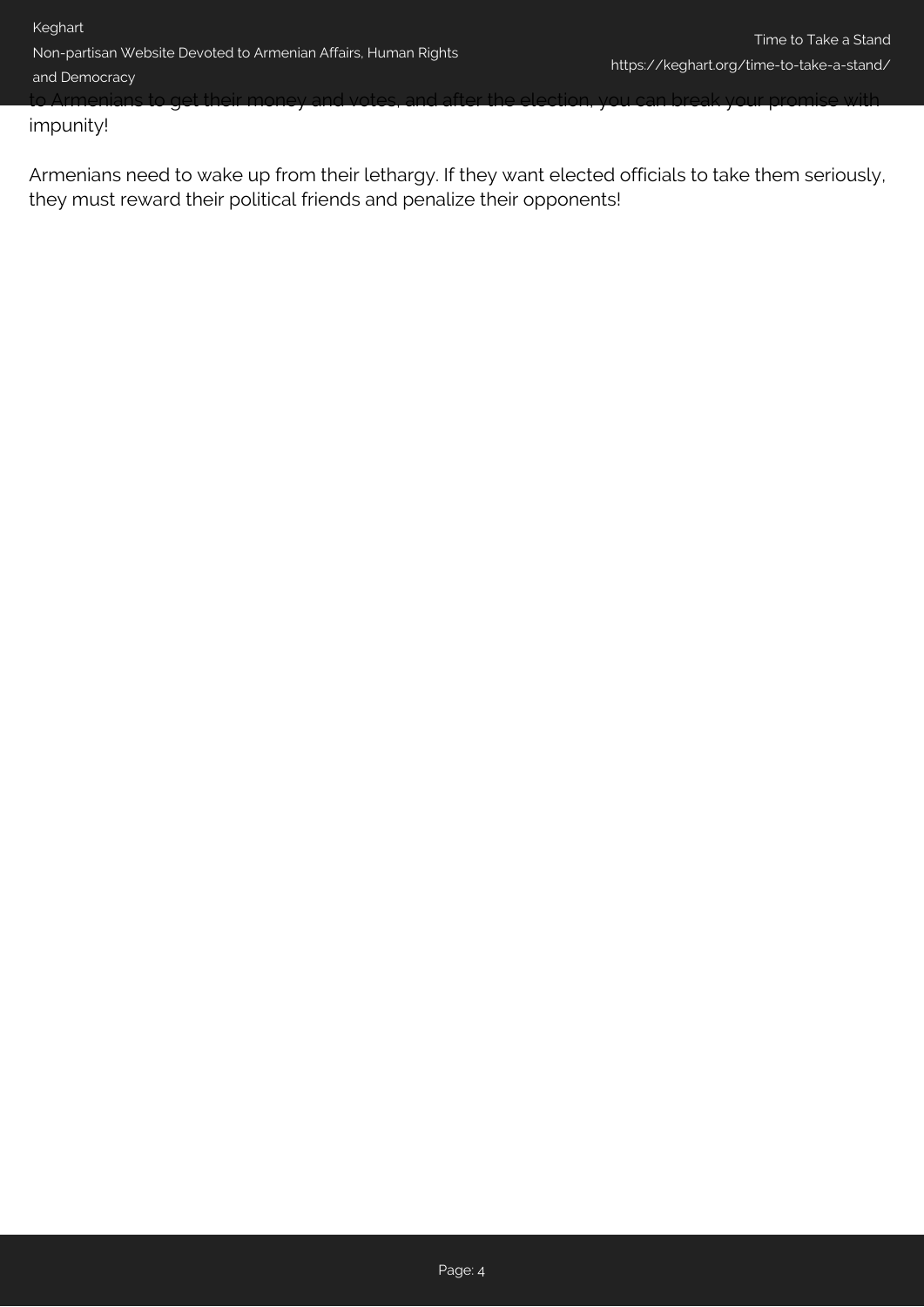to Armenians to get their money and votes, and after the election, you can break your promise with impunity!

Armenians need to wake up from their lethargy. If they want elected officials to take them seriously, they must reward their political friends and penalize their opponents!